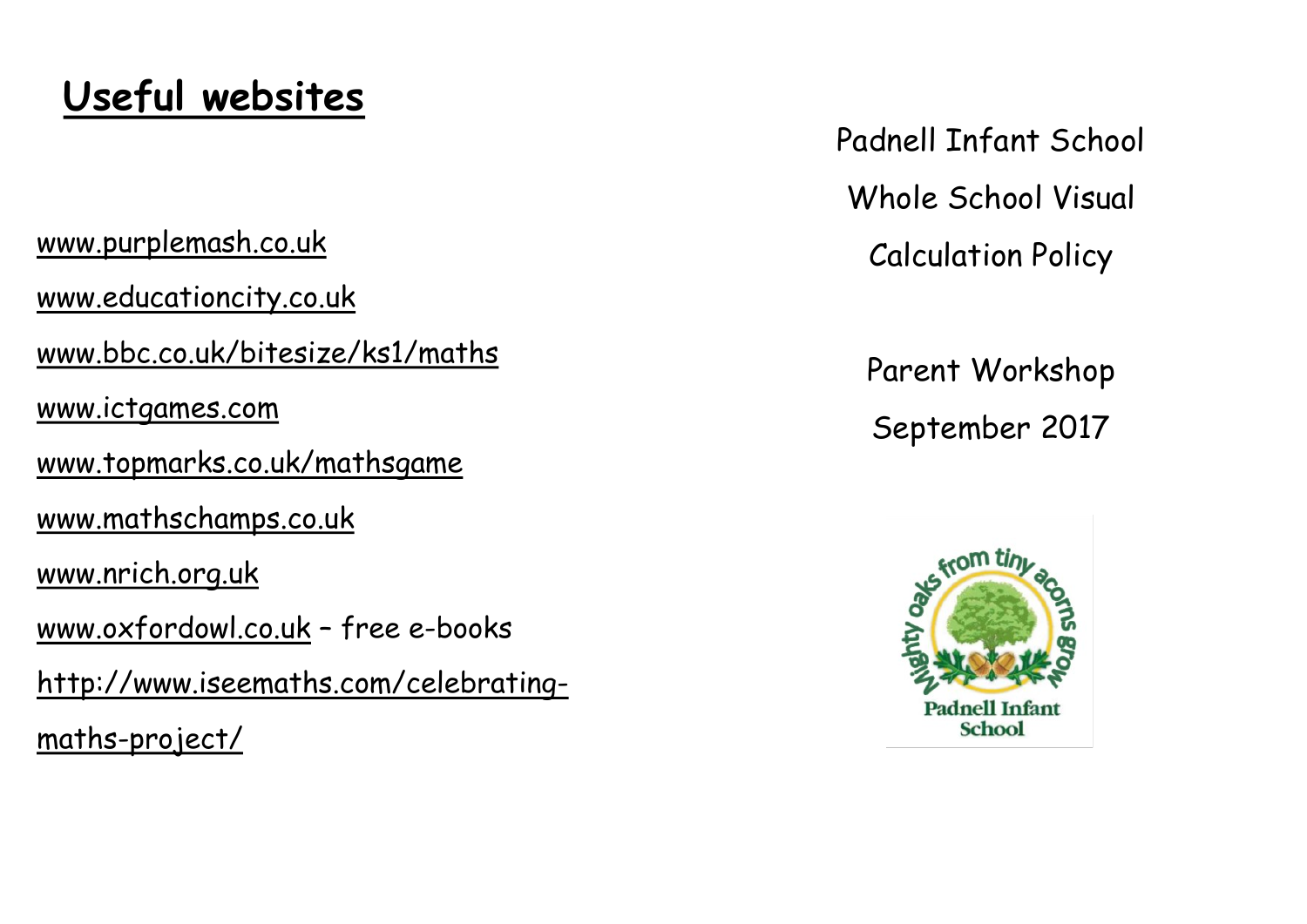# Useful websites

www.purplemash.co.uk

www.educationcity.co.uk

www.bbc.co.uk/bitesize/ks1/maths

www.ictgames.com

www.topmarks.co.uk/mathsgame

www.mathschamps.co.uk

www.nrich.org.uk

www.oxfordowl.co.uk – free e-books

http://www.iseemaths.com/celebrating-maths-project/

Padnell Infant School

Whole School Visual

Calculation Policy

Parent Workshop

September 2017

Mighty oaks from tiny acorns grow

Padnell Infant School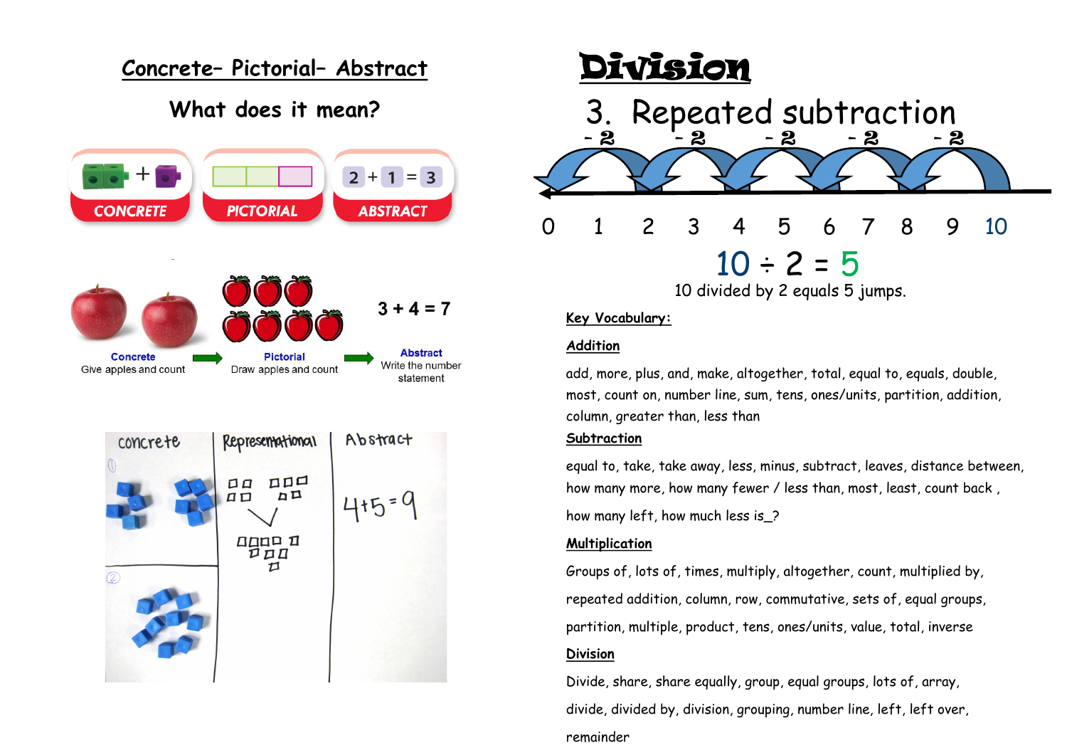## Concrete– Pictorial– Abstract

### What does it mean?

CONCRETE | PICTORIAL | ABSTRACT

$2 + 1 = 3$

**Concrete**
Give apples and count

**Pictorial**
Draw apples and count

**Abstract**
Write the number statement

$3 + 4 = 7$

Concrete | Representational | Abstract

$4+5=9$

# Division

## 3. Repeated subtraction

- 2 &nbsp; - 2 &nbsp; - 2 &nbsp; - 2 &nbsp; - 2

0 1 2 3 4 5 6 7 8 9 10

$10 \div 2 = 5$

10 divided by 2 equals 5 jumps.

**Key Vocabulary:**

**Addition**

add, more, plus, and, make, altogether, total, equal to, equals, double, most, count on, number line, sum, tens, ones/units, partition, addition, column, greater than, less than

**Subtraction**

equal to, take, take away, less, minus, subtract, leaves, distance between, how many more, how many fewer / less than, most, least, count back , how many left, how much less is_?

**Multiplication**

Groups of, lots of, times, multiply, altogether, count, multiplied by, repeated addition, column, row, commutative, sets of, equal groups, partition, multiple, product, tens, ones/units, value, total, inverse

**Division**

Divide, share, share equally, group, equal groups, lots of, array, divide, divided by, division, grouping, number line, left, left over, remainder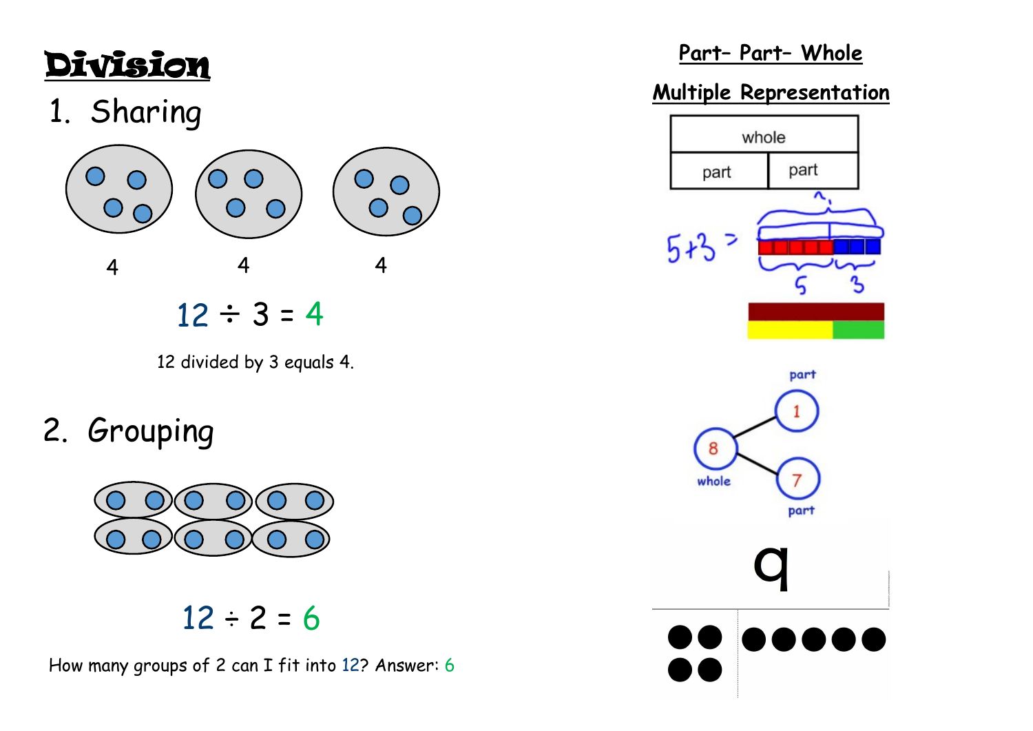# Division

## 1. Sharing

4 4 4

$12 \div 3 = 4$

12 divided by 3 equals 4.

## 2. Grouping

$12 \div 2 = 6$

How many groups of 2 can I fit into 12? Answer: 6

## Part– Part– Whole

## Multiple Representation

| whole | |
|---|---|
| part | part |

5+3 =

5 3

part

1

8

whole

7

part

9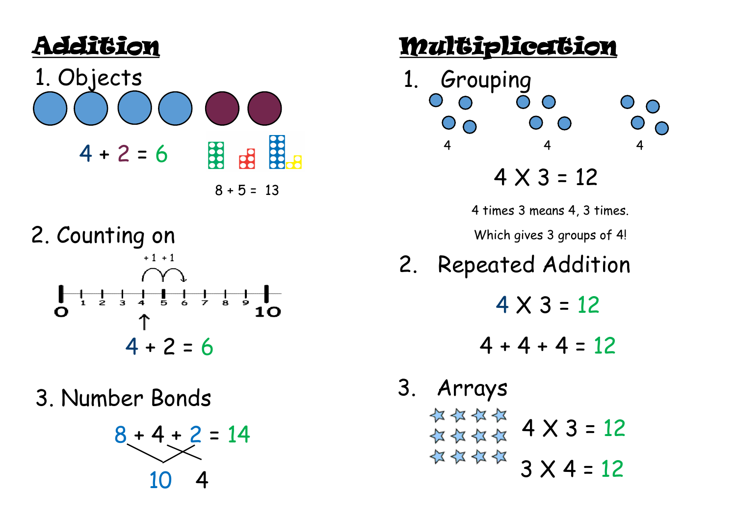## Addition

### 1. Objects

$4 + 2 = 6$

$8 + 5 = 13$

### 2. Counting on

+1 +1

0 1 2 3 4 5 6 7 8 9 10

$4 + 2 = 6$

### 3. Number Bonds

$8 + 4 + 2 = 14$

10 4

## Multiplication

### 1. Grouping

4 4 4

$4 \times 3 = 12$

4 times 3 means 4, 3 times.

Which gives 3 groups of 4!

### 2. Repeated Addition

$4 \times 3 = 12$

$4 + 4 + 4 = 12$

### 3. Arrays

$4 \times 3 = 12$

$3 \times 4 = 12$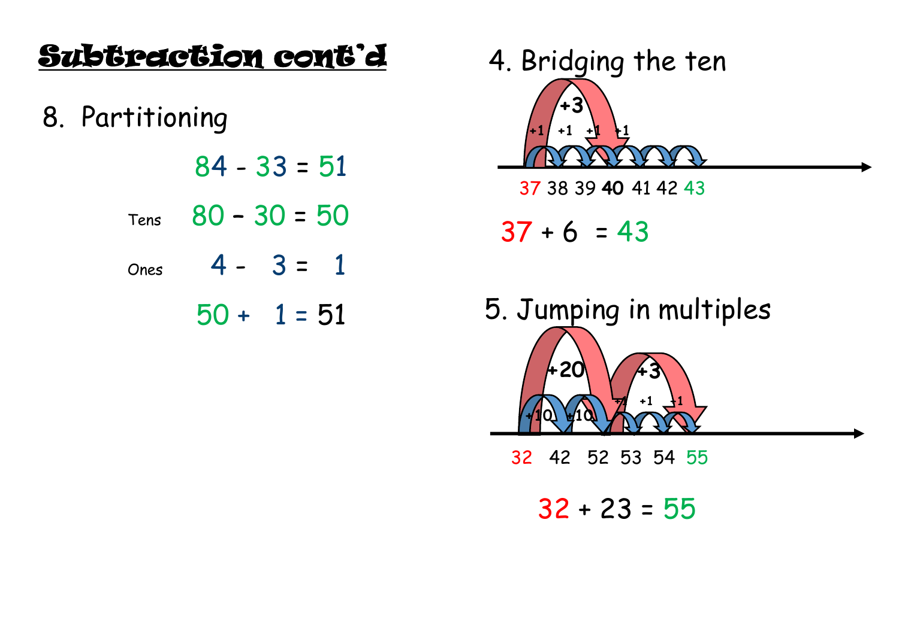# Subtraction cont'd

## 8. Partitioning

84 - 33 = 51

Tens 80 – 30 = 50

Ones 4 - 3 = 1

50 + 1 = 51

## 4. Bridging the ten

+3

+1 +1 +1 +1

37 38 39 **40** 41 42 43

37 + 6 = 43

## 5. Jumping in multiples

+20 +3

+10 +10 +1 +1 +1

32 42 52 53 54 55

32 + 23 = 55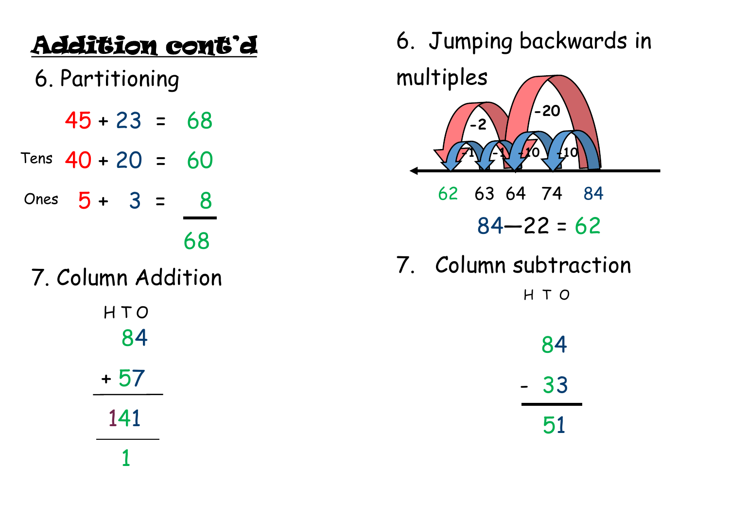# Addition cont'd

## 6. Partitioning

45 + 23 = 68

Tens 40 + 20 = 60

Ones 5 + 3 = 8

68

## 7. Column Addition

```
 H T O
   8 4
 + 5 7
 -----
 1 4 1
 -----
   1
```

## 6. Jumping backwards in multiples

-2, -20, -1, -1, -10, -10

62 63 64 74 84

84—22 = 62

## 7. Column subtraction

```
 H T O
   8 4
 - 3 3
 -----
   5 1
```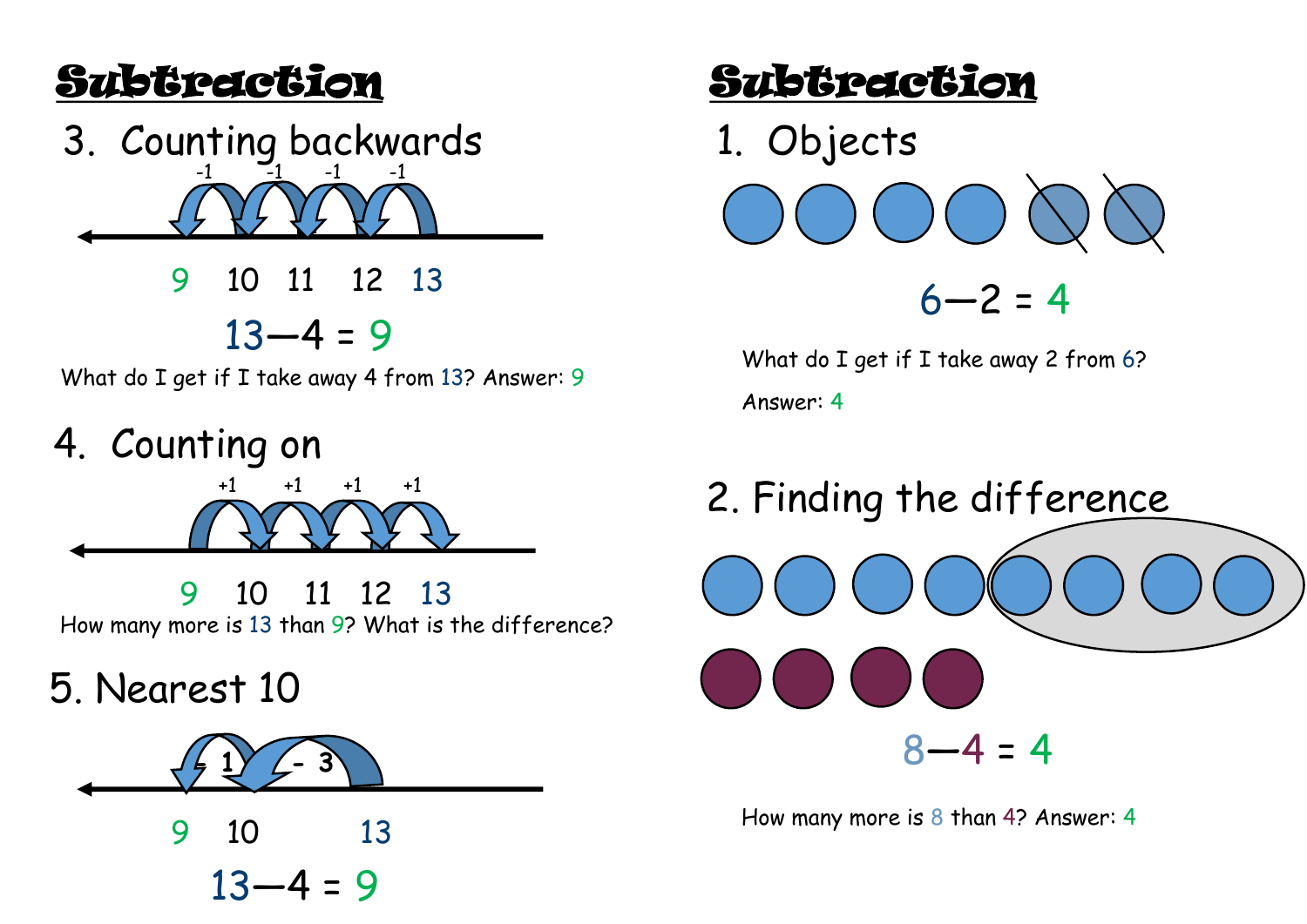# Subtraction

## 3. Counting backwards

-1 -1 -1 -1

9 10 11 12 13

$13 - 4 = 9$

What do I get if I take away 4 from 13? Answer: 9

## 4. Counting on

+1 +1 +1 +1

9 10 11 12 13

How many more is 13 than 9? What is the difference?

## 5. Nearest 10

- 1 - 3

9 10 13

$13 - 4 = 9$

# Subtraction

## 1. Objects

$6 - 2 = 4$

What do I get if I take away 2 from 6?

Answer: 4

## 2. Finding the difference

$8 - 4 = 4$

How many more is 8 than 4? Answer: 4